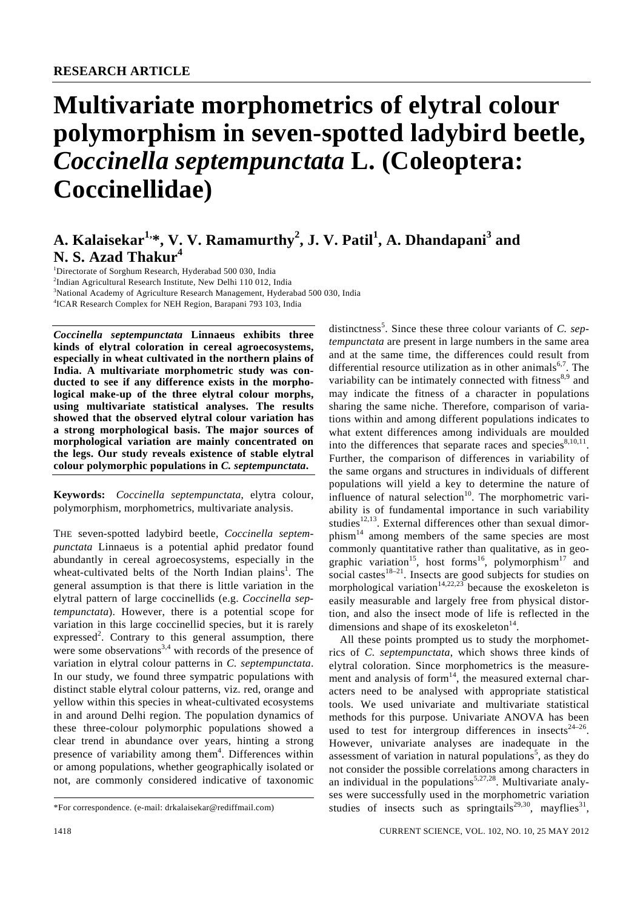RESEARCH ARTICLE

# Multivariate morphometrics of elytral colour polymorphism in seven-spotted ladybird beetle, *Coccinella septempunctata* L. (Coleoptera: Coccinellidae)

**A. Kalaisekar[1,]*, V. V. Ramamurthy[2], J. V. Patil[1], A. Dhandapani[3] and N. S. Azad Thakur[4]**

[1]Directorate of Sorghum Research, Hyderabad 500 030, India
[2]Indian Agricultural Research Institute, New Delhi 110 012, India
[3]National Academy of Agriculture Research Management, Hyderabad 500 030, India
[4]ICAR Research Complex for NEH Region, Barapani 793 103, India

***Coccinella septempunctata* Linnaeus exhibits three kinds of elytral coloration in cereal agroecosystems, especially in wheat cultivated in the northern plains of India. A multivariate morphometric study was conducted to see if any difference exists in the morphological make-up of the three elytral colour morphs, using multivariate statistical analyses. The results showed that the observed elytral colour variation has a strong morphological basis. The major sources of morphological variation are mainly concentrated on the legs. Our study reveals existence of stable elytral colour polymorphic populations in *C. septempunctata*.**

**Keywords:** *Coccinella septempunctata*, elytra colour, polymorphism, morphometrics, multivariate analysis.

THE seven-spotted ladybird beetle, *Coccinella septempunctata* Linnaeus is a potential aphid predator found abundantly in cereal agroecosystems, especially in the wheat-cultivated belts of the North Indian plains[1]. The general assumption is that there is little variation in the elytral pattern of large coccinellids (e.g. *Coccinella septempunctata*). However, there is a potential scope for variation in this large coccinellid species, but it is rarely expressed[2]. Contrary to this general assumption, there were some observations[3,4] with records of the presence of variation in elytral colour patterns in *C. septempunctata*. In our study, we found three sympatric populations with distinct stable elytral colour patterns, viz. red, orange and yellow within this species in wheat-cultivated ecosystems in and around Delhi region. The population dynamics of these three-colour polymorphic populations showed a clear trend in abundance over years, hinting a strong presence of variability among them[4]. Differences within or among populations, whether geographically isolated or not, are commonly considered indicative of taxonomic distinctness[5]. Since these three colour variants of *C. septempunctata* are present in large numbers in the same area and at the same time, the differences could result from differential resource utilization as in other animals[6,7]. The variability can be intimately connected with fitness[8,9] and may indicate the fitness of a character in populations sharing the same niche. Therefore, comparison of variations within and among different populations indicates to what extent differences among individuals are moulded into the differences that separate races and species[8,10,11]. Further, the comparison of differences in variability of the same organs and structures in individuals of different populations will yield a key to determine the nature of influence of natural selection[10]. The morphometric variability is of fundamental importance in such variability studies[12,13]. External differences other than sexual dimorphism[14] among members of the same species are most commonly quantitative rather than qualitative, as in geographic variation[15], host forms[16], polymorphism[17] and social castes[18–21]. Insects are good subjects for studies on morphological variation[14,22,23] because the exoskeleton is easily measurable and largely free from physical distortion, and also the insect mode of life is reflected in the dimensions and shape of its exoskeleton[14].

All these points prompted us to study the morphometrics of *C. septempunctata*, which shows three kinds of elytral coloration. Since morphometrics is the measurement and analysis of form[14], the measured external characters need to be analysed with appropriate statistical tools. We used univariate and multivariate statistical methods for this purpose. Univariate ANOVA has been used to test for intergroup differences in insects[24–26]. However, univariate analyses are inadequate in the assessment of variation in natural populations[5], as they do not consider the possible correlations among characters in an individual in the populations[5,27,28]. Multivariate analyses were successfully used in the morphometric variation studies of insects such as springtails[29,30], mayflies[31],

*For correspondence. (e-mail: drkalaisekar@rediffmail.com)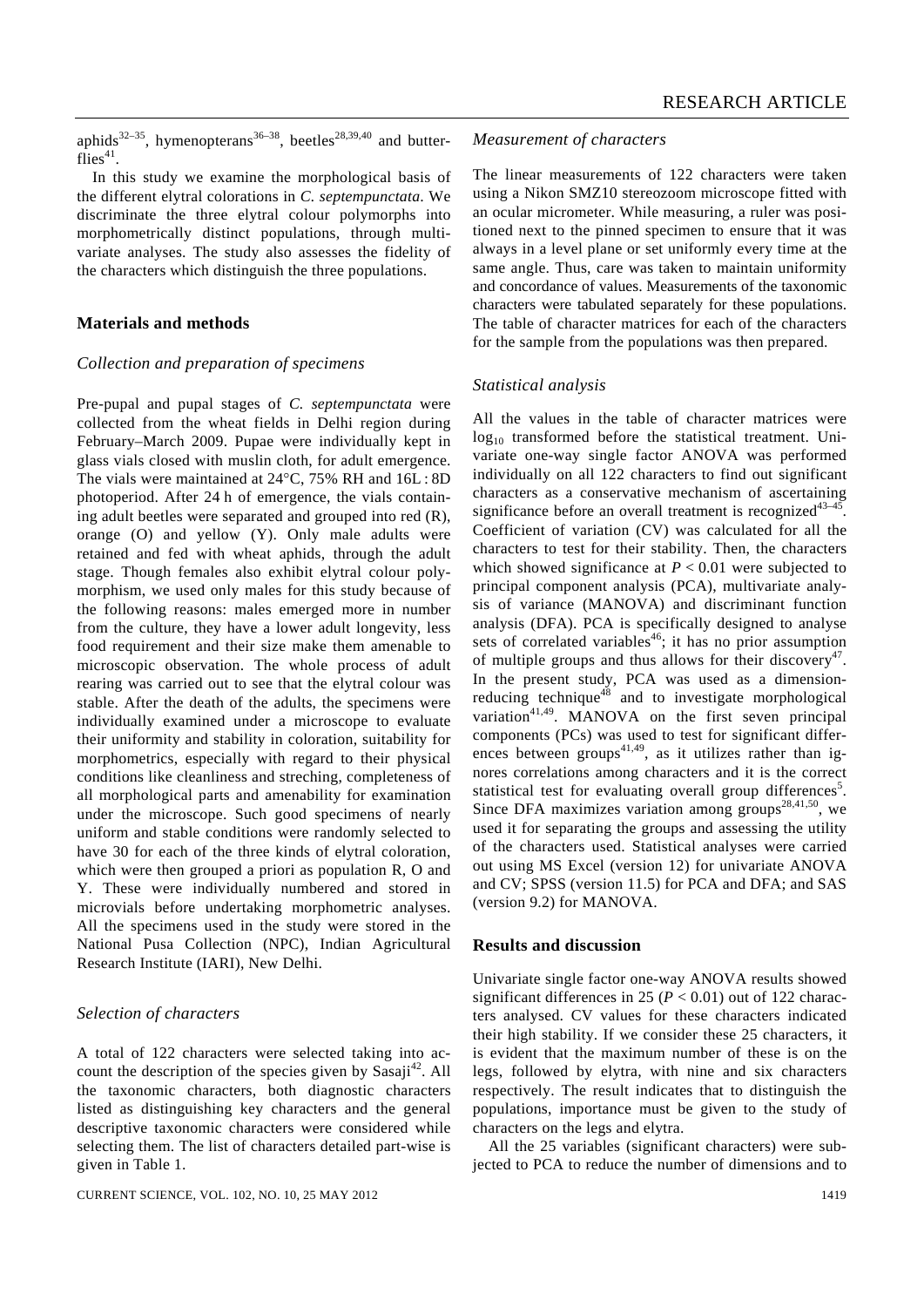aphids[32–35], hymenopterans[36–38], beetles[28,39,40] and butterflies[41].

In this study we examine the morphological basis of the different elytral colorations in *C. septempunctata*. We discriminate the three elytral colour polymorphs into morphometrically distinct populations, through multivariate analyses. The study also assesses the fidelity of the characters which distinguish the three populations.

## Materials and methods

### *Collection and preparation of specimens*

Pre-pupal and pupal stages of *C. septempunctata* were collected from the wheat fields in Delhi region during February–March 2009. Pupae were individually kept in glass vials closed with muslin cloth, for adult emergence. The vials were maintained at 24°C, 75% RH and 16L : 8D photoperiod. After 24 h of emergence, the vials containing adult beetles were separated and grouped into red (R), orange (O) and yellow (Y). Only male adults were retained and fed with wheat aphids, through the adult stage. Though females also exhibit elytral colour polymorphism, we used only males for this study because of the following reasons: males emerged more in number from the culture, they have a lower adult longevity, less food requirement and their size make them amenable to microscopic observation. The whole process of adult rearing was carried out to see that the elytral colour was stable. After the death of the adults, the specimens were individually examined under a microscope to evaluate their uniformity and stability in coloration, suitability for morphometrics, especially with regard to their physical conditions like cleanliness and streching, completeness of all morphological parts and amenability for examination under the microscope. Such good specimens of nearly uniform and stable conditions were randomly selected to have 30 for each of the three kinds of elytral coloration, which were then grouped a priori as population R, O and Y. These were individually numbered and stored in microvials before undertaking morphometric analyses. All the specimens used in the study were stored in the National Pusa Collection (NPC), Indian Agricultural Research Institute (IARI), New Delhi.

### *Selection of characters*

A total of 122 characters were selected taking into account the description of the species given by Sasaji[42]. All the taxonomic characters, both diagnostic characters listed as distinguishing key characters and the general descriptive taxonomic characters were considered while selecting them. The list of characters detailed part-wise is given in Table 1.

### *Measurement of characters*

The linear measurements of 122 characters were taken using a Nikon SMZ10 stereozoom microscope fitted with an ocular micrometer. While measuring, a ruler was positioned next to the pinned specimen to ensure that it was always in a level plane or set uniformly every time at the same angle. Thus, care was taken to maintain uniformity and concordance of values. Measurements of the taxonomic characters were tabulated separately for these populations. The table of character matrices for each of the characters for the sample from the populations was then prepared.

### *Statistical analysis*

All the values in the table of character matrices were $\log_{10}$ transformed before the statistical treatment. Univariate one-way single factor ANOVA was performed individually on all 122 characters to find out significant characters as a conservative mechanism of ascertaining significance before an overall treatment is recognized[43–45]. Coefficient of variation (CV) was calculated for all the characters to test for their stability. Then, the characters which showed significance at $P < 0.01$ were subjected to principal component analysis (PCA), multivariate analysis of variance (MANOVA) and discriminant function analysis (DFA). PCA is specifically designed to analyse sets of correlated variables[46]; it has no prior assumption of multiple groups and thus allows for their discovery[47]. In the present study, PCA was used as a dimension-reducing technique[48] and to investigate morphological variation[41,49]. MANOVA on the first seven principal components (PCs) was used to test for significant differences between groups[41,49], as it utilizes rather than ignores correlations among characters and it is the correct statistical test for evaluating overall group differences[5]. Since DFA maximizes variation among groups[28,41,50], we used it for separating the groups and assessing the utility of the characters used. Statistical analyses were carried out using MS Excel (version 12) for univariate ANOVA and CV; SPSS (version 11.5) for PCA and DFA; and SAS (version 9.2) for MANOVA.

## Results and discussion

Univariate single factor one-way ANOVA results showed significant differences in 25 ($P < 0.01$) out of 122 characters analysed. CV values for these characters indicated their high stability. If we consider these 25 characters, it is evident that the maximum number of these is on the legs, followed by elytra, with nine and six characters respectively. The result indicates that to distinguish the populations, importance must be given to the study of characters on the legs and elytra.

All the 25 variables (significant characters) were subjected to PCA to reduce the number of dimensions and to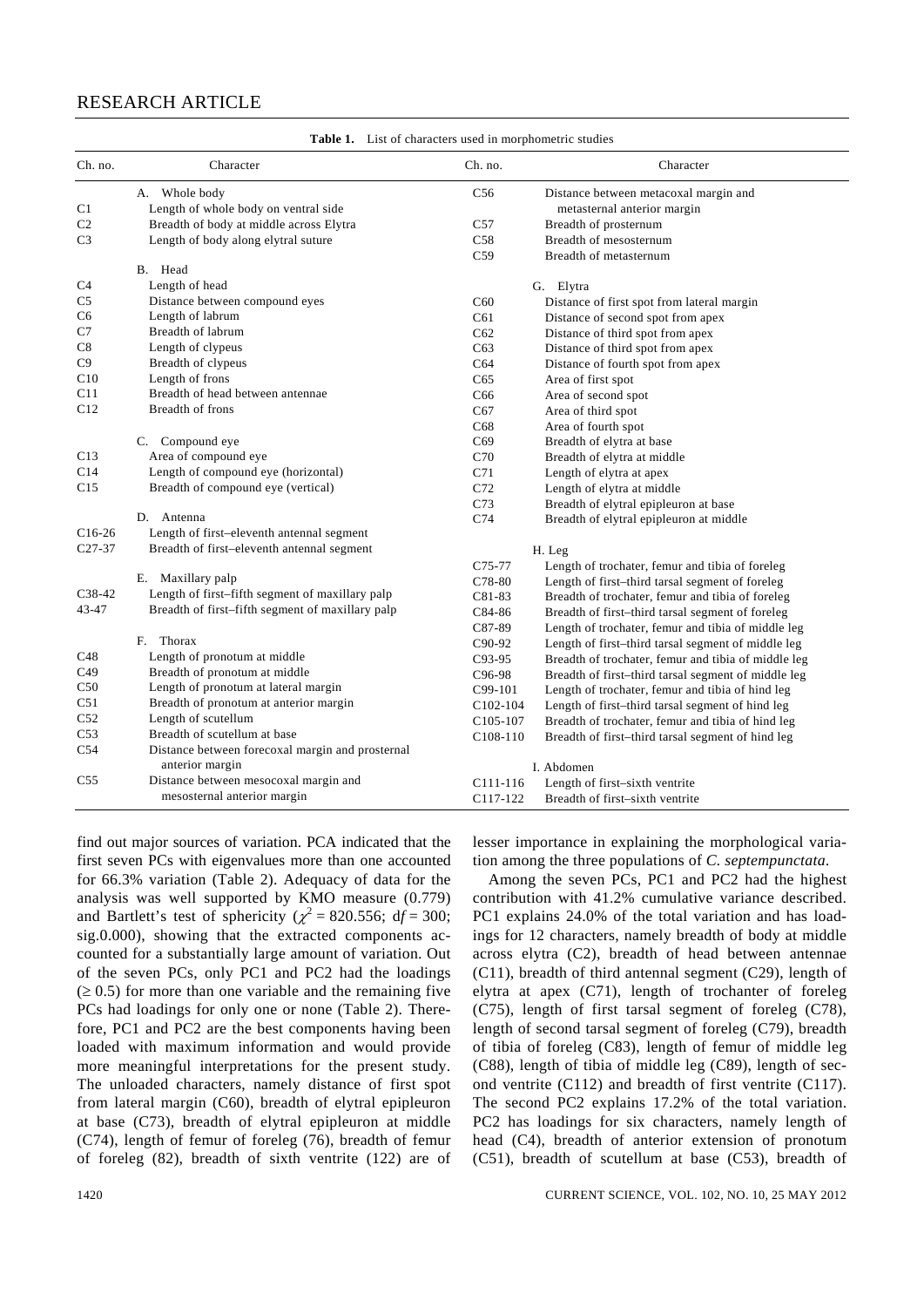**Table 1.** List of characters used in morphometric studies

| Ch. no. | Character | Ch. no. | Character |
|---|---|---|---|
| | A. Whole body | C56 | Distance between metacoxal margin and metasternal anterior margin |
| C1 | Length of whole body on ventral side | C57 | Breadth of prosternum |
| C2 | Breadth of body at middle across Elytra | C58 | Breadth of mesosternum |
| C3 | Length of body along elytral suture | C59 | Breadth of metasternum |
| | B. Head | | G. Elytra |
| C4 | Length of head | C60 | Distance of first spot from lateral margin |
| C5 | Distance between compound eyes | C61 | Distance of second spot from apex |
| C6 | Length of labrum | C62 | Distance of third spot from apex |
| C7 | Breadth of labrum | C63 | Distance of third spot from apex |
| C8 | Length of clypeus | C64 | Distance of fourth spot from apex |
| C9 | Breadth of clypeus | C65 | Area of first spot |
| C10 | Length of frons | C66 | Area of second spot |
| C11 | Breadth of head between antennae | C67 | Area of third spot |
| C12 | Breadth of frons | C68 | Area of fourth spot |
| | C. Compound eye | C69 | Breadth of elytra at base |
| C13 | Area of compound eye | C70 | Breadth of elytra at middle |
| C14 | Length of compound eye (horizontal) | C71 | Length of elytra at apex |
| C15 | Breadth of compound eye (vertical) | C72 | Length of elytra at middle |
| | D. Antenna | C73 | Breadth of elytral epipleuron at base |
| C16-26 | Length of first–eleventh antennal segment | C74 | Breadth of elytral epipleuron at middle |
| C27-37 | Breadth of first–eleventh antennal segment | | H. Leg |
| | E. Maxillary palp | C75-77 | Length of trochater, femur and tibia of foreleg |
| C38-42 | Length of first–fifth segment of maxillary palp | C78-80 | Length of first–third tarsal segment of foreleg |
| 43-47 | Breadth of first–fifth segment of maxillary palp | C81-83 | Breadth of trochater, femur and tibia of foreleg |
| | F. Thorax | C84-86 | Breadth of first–third tarsal segment of foreleg |
| C48 | Length of pronotum at middle | C87-89 | Length of trochater, femur and tibia of middle leg |
| C49 | Breadth of pronotum at middle | C90-92 | Length of first–third tarsal segment of middle leg |
| C50 | Length of pronotum at lateral margin | C93-95 | Breadth of trochater, femur and tibia of middle leg |
| C51 | Breadth of pronotum at anterior margin | C96-98 | Breadth of first–third tarsal segment of middle leg |
| C52 | Length of scutellum | C99-101 | Length of trochater, femur and tibia of hind leg |
| C53 | Breadth of scutellum at base | C102-104 | Length of first–third tarsal segment of hind leg |
| C54 | Distance between forecoxal margin and prosternal anterior margin | C105-107 | Breadth of trochater, femur and tibia of hind leg |
| C55 | Distance between mesocoxal margin and mesosternal anterior margin | C108-110 | Breadth of first–third tarsal segment of hind leg |
| | | | I. Abdomen |
| | | C111-116 | Length of first–sixth ventrite |
| | | C117-122 | Breadth of first–sixth ventrite |

find out major sources of variation. PCA indicated that the first seven PCs with eigenvalues more than one accounted for 66.3% variation (Table 2). Adequacy of data for the analysis was well supported by KMO measure (0.779) and Bartlett's test of sphericity ($\chi^2 = 820.556$; d$f = 300$; sig.0.000), showing that the extracted components accounted for a substantially large amount of variation. Out of the seven PCs, only PC1 and PC2 had the loadings ($\geq 0.5$) for more than one variable and the remaining five PCs had loadings for only one or none (Table 2). Therefore, PC1 and PC2 are the best components having been loaded with maximum information and would provide more meaningful interpretations for the present study. The unloaded characters, namely distance of first spot from lateral margin (C60), breadth of elytral epipleuron at base (C73), breadth of elytral epipleuron at middle (C74), length of femur of foreleg (76), breadth of femur of foreleg (82), breadth of sixth ventrite (122) are of lesser importance in explaining the morphological variation among the three populations of *C. septempunctata*.

Among the seven PCs, PC1 and PC2 had the highest contribution with 41.2% cumulative variance described. PC1 explains 24.0% of the total variation and has loadings for 12 characters, namely breadth of body at middle across elytra (C2), breadth of head between antennae (C11), breadth of third antennal segment (C29), length of elytra at apex (C71), length of trochanter of foreleg (C75), length of first tarsal segment of foreleg (C78), length of second tarsal segment of foreleg (C79), breadth of tibia of foreleg (C83), length of femur of middle leg (C88), length of tibia of middle leg (C89), length of second ventrite (C112) and breadth of first ventrite (C117). The second PC2 explains 17.2% of the total variation. PC2 has loadings for six characters, namely length of head (C4), breadth of anterior extension of pronotum (C51), breadth of scutellum at base (C53), breadth of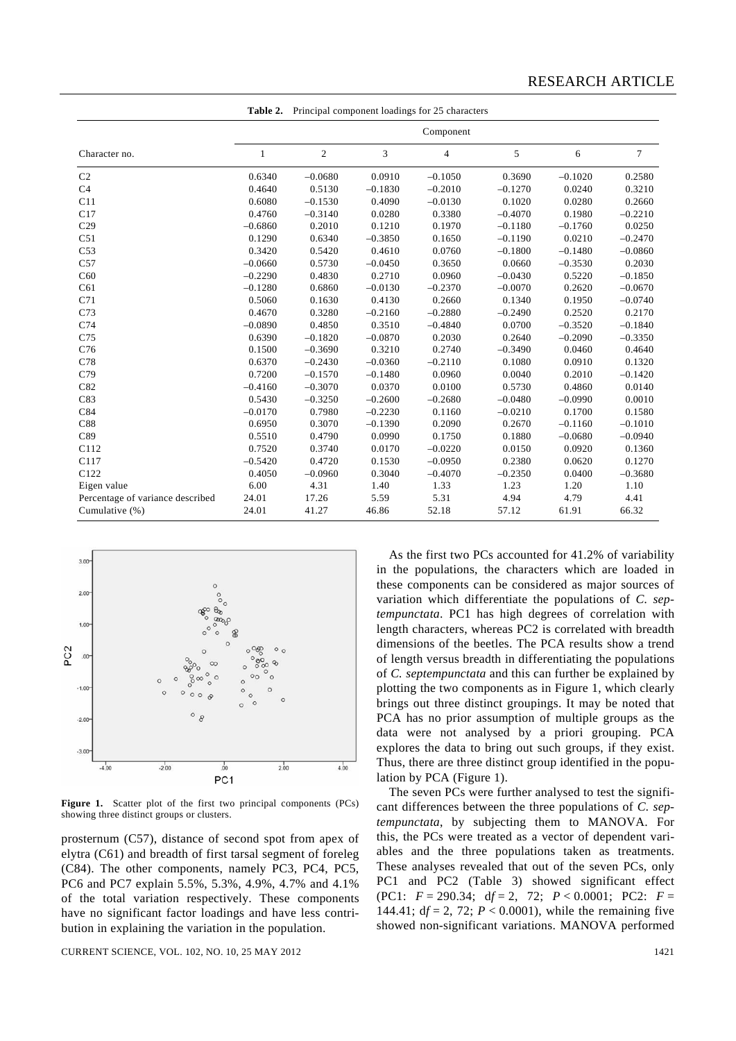**Table 2.** Principal component loadings for 25 characters

| Character no. | Component | | | | | | |
|---|---|---|---|---|---|---|---|
| | 1 | 2 | 3 | 4 | 5 | 6 | 7 |
| C2 | 0.6340 | –0.0680 | 0.0910 | –0.1050 | 0.3690 | –0.1020 | 0.2580 |
| C4 | 0.4640 | 0.5130 | –0.1830 | –0.2010 | –0.1270 | 0.0240 | 0.3210 |
| C11 | 0.6080 | –0.1530 | 0.4090 | –0.0130 | 0.1020 | 0.0280 | 0.2660 |
| C17 | 0.4760 | –0.3140 | 0.0280 | 0.3380 | –0.4070 | 0.1980 | –0.2210 |
| C29 | –0.6860 | 0.2010 | 0.1210 | 0.1970 | –0.1180 | –0.1760 | 0.0250 |
| C51 | 0.1290 | 0.6340 | –0.3850 | 0.1650 | –0.1190 | 0.0210 | –0.2470 |
| C53 | 0.3420 | 0.5420 | 0.4610 | 0.0760 | –0.1800 | –0.1480 | –0.0860 |
| C57 | –0.0660 | 0.5730 | –0.0450 | 0.3650 | 0.0660 | –0.3530 | 0.2030 |
| C60 | –0.2290 | 0.4830 | 0.2710 | 0.0960 | –0.0430 | 0.5220 | –0.1850 |
| C61 | –0.1280 | 0.6860 | –0.0130 | –0.2370 | –0.0070 | 0.2620 | –0.0670 |
| C71 | 0.5060 | 0.1630 | 0.4130 | 0.2660 | 0.1340 | 0.1950 | –0.0740 |
| C73 | 0.4670 | 0.3280 | –0.2160 | –0.2880 | –0.2490 | 0.2520 | 0.2170 |
| C74 | –0.0890 | 0.4850 | 0.3510 | –0.4840 | 0.0700 | –0.3520 | –0.1840 |
| C75 | 0.6390 | –0.1820 | –0.0870 | 0.2030 | 0.2640 | –0.2090 | –0.3350 |
| C76 | 0.1500 | –0.3690 | 0.3210 | 0.2740 | –0.3490 | 0.0460 | 0.4640 |
| C78 | 0.6370 | –0.2430 | –0.0360 | –0.2110 | 0.1080 | 0.0910 | 0.1320 |
| C79 | 0.7200 | –0.1570 | –0.1480 | 0.0960 | 0.0040 | 0.2010 | –0.1420 |
| C82 | –0.4160 | –0.3070 | 0.0370 | 0.0100 | 0.5730 | 0.4860 | 0.0140 |
| C83 | 0.5430 | –0.3250 | –0.2600 | –0.2680 | –0.0480 | –0.0990 | 0.0010 |
| C84 | –0.0170 | 0.7980 | –0.2230 | 0.1160 | –0.0210 | 0.1700 | 0.1580 |
| C88 | 0.6950 | 0.3070 | –0.1390 | 0.2090 | 0.2670 | –0.1160 | –0.1010 |
| C89 | 0.5510 | 0.4790 | 0.0990 | 0.1750 | 0.1880 | –0.0680 | –0.0940 |
| C112 | 0.7520 | 0.3740 | 0.0170 | –0.0220 | 0.0150 | 0.0920 | 0.1360 |
| C117 | –0.5420 | 0.4720 | 0.1530 | –0.0950 | 0.2380 | 0.0620 | 0.1270 |
| C122 | 0.4050 | –0.0960 | 0.3040 | –0.4070 | –0.2350 | 0.0400 | –0.3680 |
| Eigen value | 6.00 | 4.31 | 1.40 | 1.33 | 1.23 | 1.20 | 1.10 |
| Percentage of variance described | 24.01 | 17.26 | 5.59 | 5.31 | 4.94 | 4.79 | 4.41 |
| Cumulative (%) | 24.01 | 41.27 | 46.86 | 52.18 | 57.12 | 61.91 | 66.32 |

**Figure 1.** Scatter plot of the first two principal components (PCs) showing three distinct groups or clusters.

prosternum (C57), distance of second spot from apex of elytra (C61) and breadth of first tarsal segment of foreleg (C84). The other components, namely PC3, PC4, PC5, PC6 and PC7 explain 5.5%, 5.3%, 4.9%, 4.7% and 4.1% of the total variation respectively. These components have no significant factor loadings and have less contribution in explaining the variation in the population.

As the first two PCs accounted for 41.2% of variability in the populations, the characters which are loaded in these components can be considered as major sources of variation which differentiate the populations of *C. septempunctata*. PC1 has high degrees of correlation with length characters, whereas PC2 is correlated with breadth dimensions of the beetles. The PCA results show a trend of length versus breadth in differentiating the populations of *C. septempunctata* and this can further be explained by plotting the two components as in Figure 1, which clearly brings out three distinct groupings. It may be noted that PCA has no prior assumption of multiple groups as the data were not analysed by a priori grouping. PCA explores the data to bring out such groups, if they exist. Thus, there are three distinct group identified in the population by PCA (Figure 1).

The seven PCs were further analysed to test the significant differences between the three populations of *C. septempunctata*, by subjecting them to MANOVA. For this, the PCs were treated as a vector of dependent variables and the three populations taken as treatments. These analyses revealed that out of the seven PCs, only PC1 and PC2 (Table 3) showed significant effect (PC1: $F = 290.34$; d$f = 2, 72$; $P < 0.0001$; PC2: $F = 144.41$; d$f = 2, 72$; $P < 0.0001$), while the remaining five showed non-significant variations. MANOVA performed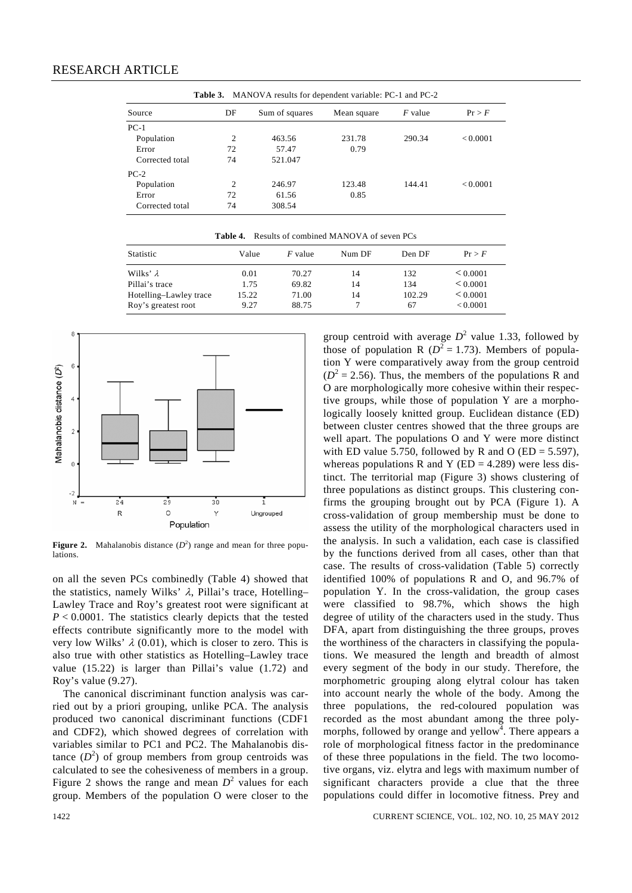**Table 3.** MANOVA results for dependent variable: PC-1 and PC-2

| Source | DF | Sum of squares | Mean square | $F$ value | Pr > $F$ |
|---|---|---|---|---|---|
| PC-1 | | | | | |
| Population | 2 | 463.56 | 231.78 | 290.34 | < 0.0001 |
| Error | 72 | 57.47 | 0.79 | | |
| Corrected total | 74 | 521.047 | | | |
| PC-2 | | | | | |
| Population | 2 | 246.97 | 123.48 | 144.41 | < 0.0001 |
| Error | 72 | 61.56 | 0.85 | | |
| Corrected total | 74 | 308.54 | | | |

**Table 4.** Results of combined MANOVA of seven PCs

| Statistic | Value | $F$ value | Num DF | Den DF | Pr > $F$ |
|---|---|---|---|---|---|
| Wilks' $\lambda$ | 0.01 | 70.27 | 14 | 132 | < 0.0001 |
| Pillai's trace | 1.75 | 69.82 | 14 | 134 | < 0.0001 |
| Hotelling–Lawley trace | 15.22 | 71.00 | 14 | 102.29 | < 0.0001 |
| Roy's greatest root | 9.27 | 88.75 | 7 | 67 | < 0.0001 |

**Figure 2.** Mahalanobis distance ($D^2$) range and mean for three populations.

on all the seven PCs combinedly (Table 4) showed that the statistics, namely Wilks' $\lambda$, Pillai's trace, Hotelling–Lawley Trace and Roy's greatest root were significant at $P < 0.0001$. The statistics clearly depicts that the tested effects contribute significantly more to the model with very low Wilks' $\lambda$ (0.01), which is closer to zero. This is also true with other statistics as Hotelling–Lawley trace value (15.22) is larger than Pillai's value (1.72) and Roy's value (9.27).

The canonical discriminant function analysis was carried out by a priori grouping, unlike PCA. The analysis produced two canonical discriminant functions (CDF1 and CDF2), which showed degrees of correlation with variables similar to PC1 and PC2. The Mahalanobis distance ($D^2$) of group members from group centroids was calculated to see the cohesiveness of members in a group. Figure 2 shows the range and mean $D^2$ values for each group. Members of the population O were closer to the group centroid with average $D^2$ value 1.33, followed by those of population R ($D^2 = 1.73$). Members of population Y were comparatively away from the group centroid ($D^2 = 2.56$). Thus, the members of the populations R and O are morphologically more cohesive within their respective groups, while those of population Y are a morphologically loosely knitted group. Euclidean distance (ED) between cluster centres showed that the three groups are well apart. The populations O and Y were more distinct with ED value 5.750, followed by R and O (ED = 5.597), whereas populations R and Y (ED = 4.289) were less distinct. The territorial map (Figure 3) shows clustering of three populations as distinct groups. This clustering confirms the grouping brought out by PCA (Figure 1). A cross-validation of group membership must be done to assess the utility of the morphological characters used in the analysis. In such a validation, each case is classified by the functions derived from all cases, other than that case. The results of cross-validation (Table 5) correctly identified 100% of populations R and O, and 96.7% of population Y. In the cross-validation, the group cases were classified to 98.7%, which shows the high degree of utility of the characters used in the study. Thus DFA, apart from distinguishing the three groups, proves the worthiness of the characters in classifying the populations. We measured the length and breadth of almost every segment of the body in our study. Therefore, the morphometric grouping along elytral colour has taken into account nearly the whole of the body. Among the three populations, the red-coloured population was recorded as the most abundant among the three polymorphs, followed by orange and yellow[4]. There appears a role of morphological fitness factor in the predominance of these three populations in the field. The two locomotive organs, viz. elytra and legs with maximum number of significant characters provide a clue that the three populations could differ in locomotive fitness. Prey and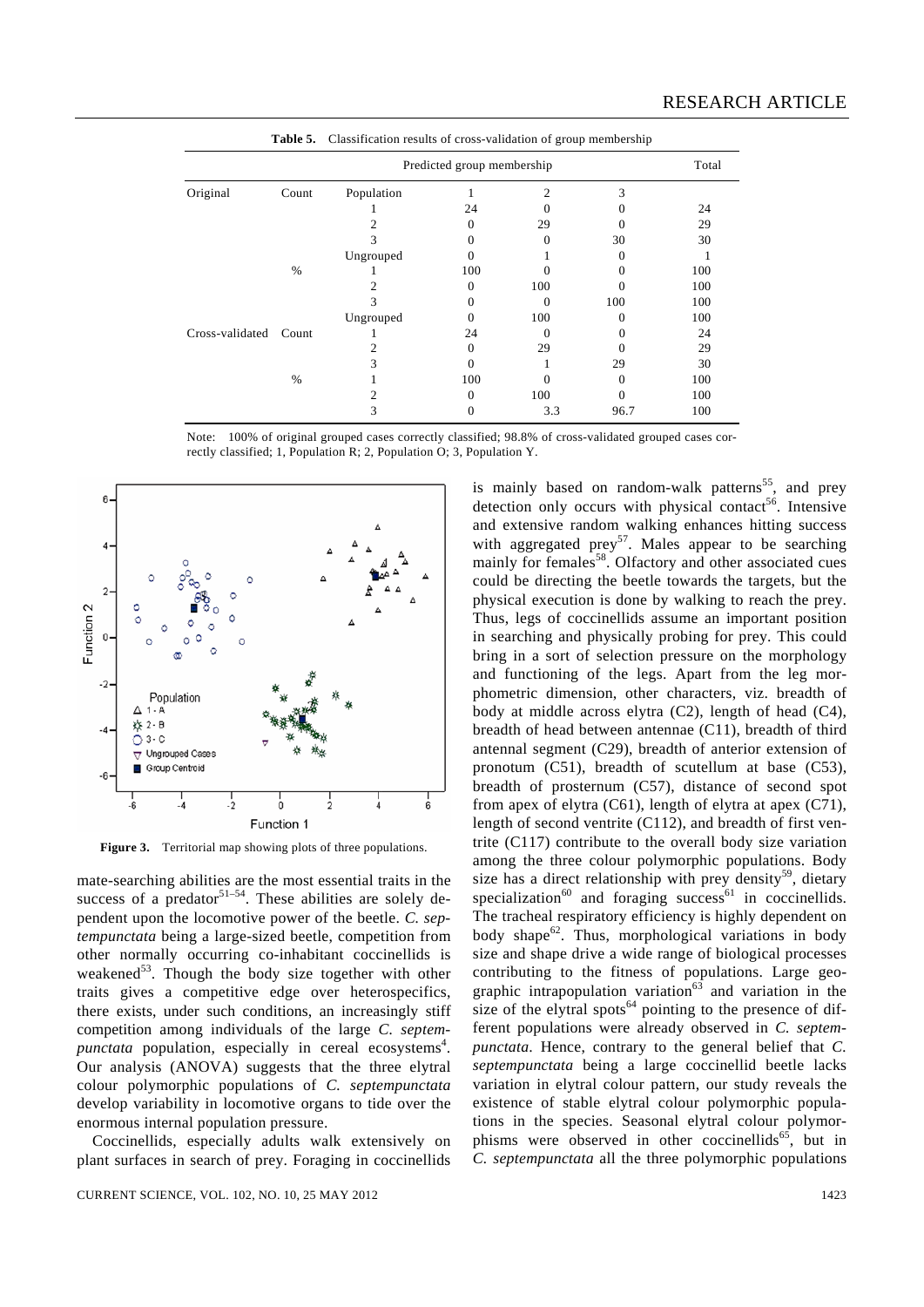**Table 5.** Classification results of cross-validation of group membership

| | | | Predicted group membership | | | Total |
|---|---|---|---|---|---|---|
| Original | Count | Population | 1 | 2 | 3 | |
| | | 1 | 24 | 0 | 0 | 24 |
| | | 2 | 0 | 29 | 0 | 29 |
| | | 3 | 0 | 0 | 30 | 30 |
| | | Ungrouped | 0 | 1 | 0 | 1 |
| | % | 1 | 100 | 0 | 0 | 100 |
| | | 2 | 0 | 100 | 0 | 100 |
| | | 3 | 0 | 0 | 100 | 100 |
| | | Ungrouped | 0 | 100 | 0 | 100 |
| Cross-validated | Count | 1 | 24 | 0 | 0 | 24 |
| | | 2 | 0 | 29 | 0 | 29 |
| | | 3 | 0 | 1 | 29 | 30 |
| | % | 1 | 100 | 0 | 0 | 100 |
| | | 2 | 0 | 100 | 0 | 100 |
| | | 3 | 0 | 3.3 | 96.7 | 100 |

Note: 100% of original grouped cases correctly classified; 98.8% of cross-validated grouped cases correctly classified; 1, Population R; 2, Population O; 3, Population Y.

**Figure 3.** Territorial map showing plots of three populations.

mate-searching abilities are the most essential traits in the success of a predator[51–54]. These abilities are solely dependent upon the locomotive power of the beetle. *C. septempunctata* being a large-sized beetle, competition from other normally occurring co-inhabitant coccinellids is weakened[53]. Though the body size together with other traits gives a competitive edge over heterospecifics, there exists, under such conditions, an increasingly stiff competition among individuals of the large *C. septempunctata* population, especially in cereal ecosystems[4]. Our analysis (ANOVA) suggests that the three elytral colour polymorphic populations of *C. septempunctata* develop variability in locomotive organs to tide over the enormous internal population pressure.

Coccinellids, especially adults walk extensively on plant surfaces in search of prey. Foraging in coccinellids is mainly based on random-walk patterns[55], and prey detection only occurs with physical contact[56]. Intensive and extensive random walking enhances hitting success with aggregated prey[57]. Males appear to be searching mainly for females[58]. Olfactory and other associated cues could be directing the beetle towards the targets, but the physical execution is done by walking to reach the prey. Thus, legs of coccinellids assume an important position in searching and physically probing for prey. This could bring in a sort of selection pressure on the morphology and functioning of the legs. Apart from the leg morphometric dimension, other characters, viz. breadth of body at middle across elytra (C2), length of head (C4), breadth of head between antennae (C11), breadth of third antennal segment (C29), breadth of anterior extension of pronotum (C51), breadth of scutellum at base (C53), breadth of prosternum (C57), distance of second spot from apex of elytra (C61), length of elytra at apex (C71), length of second ventrite (C112), and breadth of first ventrite (C117) contribute to the overall body size variation among the three colour polymorphic populations. Body size has a direct relationship with prey density[59], dietary specialization[60] and foraging success[61] in coccinellids. The tracheal respiratory efficiency is highly dependent on body shape[62]. Thus, morphological variations in body size and shape drive a wide range of biological processes contributing to the fitness of populations. Large geographic intrapopulation variation[63] and variation in the size of the elytral spots[64] pointing to the presence of different populations were already observed in *C. septempunctata*. Hence, contrary to the general belief that *C. septempunctata* being a large coccinellid beetle lacks variation in elytral colour pattern, our study reveals the existence of stable elytral colour polymorphic populations in the species. Seasonal elytral colour polymorphisms were observed in other coccinellids[65], but in *C. septempunctata* all the three polymorphic populations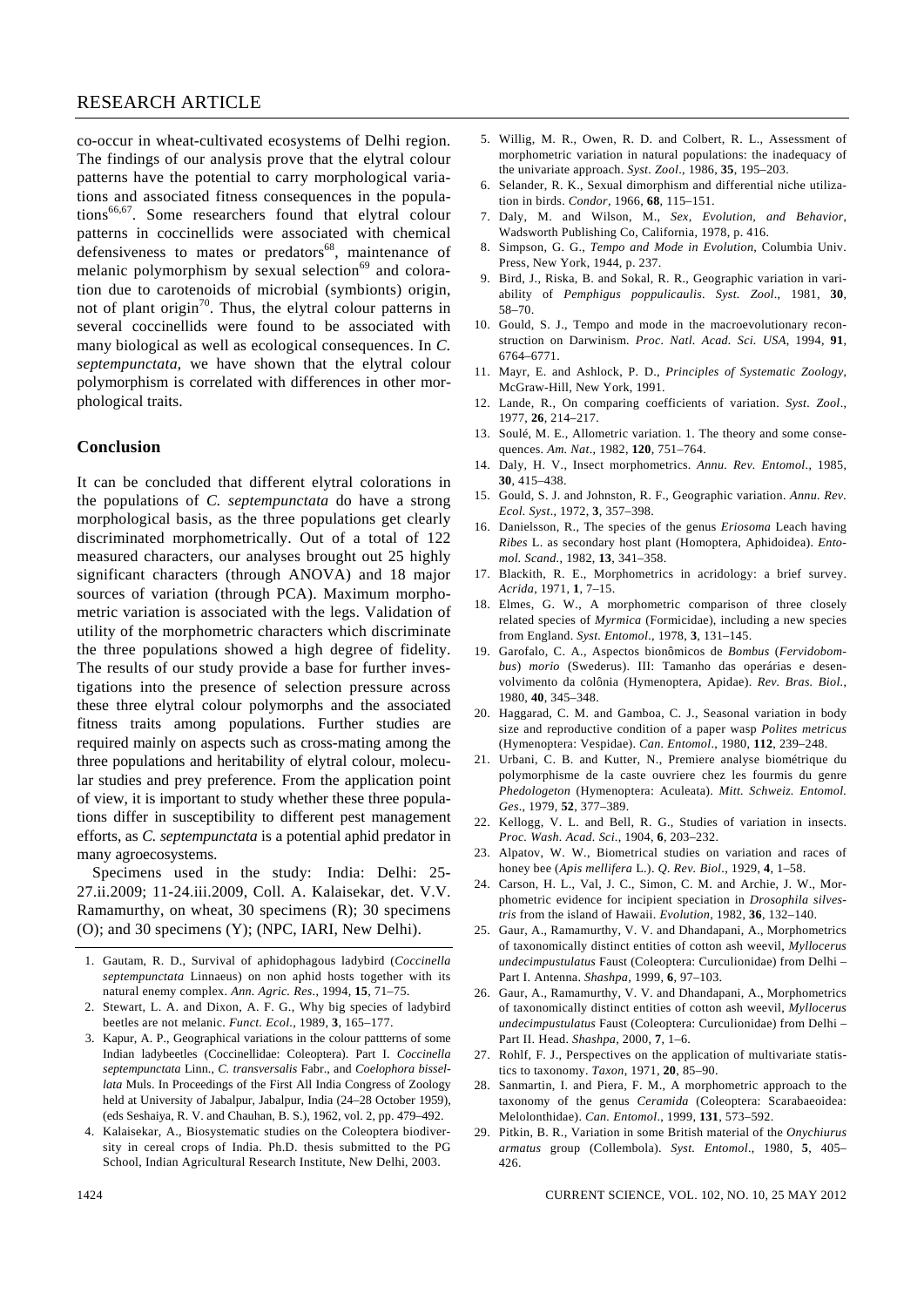co-occur in wheat-cultivated ecosystems of Delhi region. The findings of our analysis prove that the elytral colour patterns have the potential to carry morphological variations and associated fitness consequences in the populations[66,67]. Some researchers found that elytral colour patterns in coccinellids were associated with chemical defensiveness to mates or predators[68], maintenance of melanic polymorphism by sexual selection[69] and coloration due to carotenoids of microbial (symbionts) origin, not of plant origin[70]. Thus, the elytral colour patterns in several coccinellids were found to be associated with many biological as well as ecological consequences. In *C. septempunctata,* we have shown that the elytral colour polymorphism is correlated with differences in other morphological traits.

## Conclusion

It can be concluded that different elytral colorations in the populations of *C. septempunctata* do have a strong morphological basis, as the three populations get clearly discriminated morphometrically. Out of a total of 122 measured characters, our analyses brought out 25 highly significant characters (through ANOVA) and 18 major sources of variation (through PCA). Maximum morphometric variation is associated with the legs. Validation of utility of the morphometric characters which discriminate the three populations showed a high degree of fidelity. The results of our study provide a base for further investigations into the presence of selection pressure across these three elytral colour polymorphs and the associated fitness traits among populations. Further studies are required mainly on aspects such as cross-mating among the three populations and heritability of elytral colour, molecular studies and prey preference. From the application point of view, it is important to study whether these three populations differ in susceptibility to different pest management efforts, as *C. septempunctata* is a potential aphid predator in many agroecosystems.

Specimens used in the study: India: Delhi: 25-27.ii.2009; 11-24.iii.2009, Coll. A. Kalaisekar, det. V.V. Ramamurthy, on wheat, 30 specimens (R); 30 specimens (O); and 30 specimens (Y); (NPC, IARI, New Delhi).

1. Gautam, R. D., Survival of aphidophagous ladybird (*Coccinella septempunctata* Linnaeus) on non aphid hosts together with its natural enemy complex. *Ann. Agric. Res*., 1994, **15**, 71–75.
2. Stewart, L. A. and Dixon, A. F. G., Why big species of ladybird beetles are not melanic. *Funct. Ecol.*, 1989, **3**, 165–177.
3. Kapur, A. P., Geographical variations in the colour pattterns of some Indian ladybeetles (Coccinellidae: Coleoptera). Part I. *Coccinella septempunctata* Linn., *C. transversalis* Fabr., and *Coelophora bissellata* Muls. In Proceedings of the First All India Congress of Zoology held at University of Jabalpur, Jabalpur, India (24–28 October 1959), (eds Seshaiya, R. V. and Chauhan, B. S.), 1962, vol. 2, pp. 479–492.
4. Kalaisekar, A., Biosystematic studies on the Coleoptera biodiversity in cereal crops of India. Ph.D. thesis submitted to the PG School, Indian Agricultural Research Institute, New Delhi, 2003.
5. Willig, M. R., Owen, R. D. and Colbert, R. L., Assessment of morphometric variation in natural populations: the inadequacy of the univariate approach. *Syst. Zool*., 1986, **35**, 195–203.
6. Selander, R. K., Sexual dimorphism and differential niche utilization in birds. *Condor*, 1966, **68**, 115–151.
7. Daly, M. and Wilson, M., *Sex, Evolution, and Behavior*, Wadsworth Publishing Co, California, 1978, p. 416.
8. Simpson, G. G., *Tempo and Mode in Evolution*, Columbia Univ. Press, New York, 1944, p. 237.
9. Bird, J., Riska, B. and Sokal, R. R., Geographic variation in variability of *Pemphigus poppulicaulis*. *Syst. Zool*., 1981, **30**, 58–70.
10. Gould, S. J., Tempo and mode in the macroevolutionary reconstruction on Darwinism. *Proc. Natl. Acad. Sci. USA*, 1994, **91**, 6764–6771.
11. Mayr, E. and Ashlock, P. D., *Principles of Systematic Zoology*, McGraw-Hill, New York, 1991.
12. Lande, R., On comparing coefficients of variation. *Syst. Zool*., 1977, **26**, 214–217.
13. Soulé, M. E., Allometric variation. 1. The theory and some consequences. *Am. Nat*., 1982, **120**, 751–764.
14. Daly, H. V., Insect morphometrics. *Annu. Rev. Entomol*., 1985, **30**, 415–438.
15. Gould, S. J. and Johnston, R. F., Geographic variation. *Annu. Rev. Ecol. Syst*., 1972, **3**, 357–398.
16. Danielsson, R., The species of the genus *Eriosoma* Leach having *Ribes* L. as secondary host plant (Homoptera, Aphidoidea). *Entomol. Scand*., 1982, **13**, 341–358.
17. Blackith, R. E., Morphometrics in acridology: a brief survey. *Acrida*, 1971, **1**, 7–15.
18. Elmes, G. W., A morphometric comparison of three closely related species of *Myrmica* (Formicidae), including a new species from England. *Syst. Entomol*., 1978, **3**, 131–145.
19. Garofalo, C. A., Aspectos bionômicos de *Bombus* (*Fervidobombus*) *morio* (Swederus). III: Tamanho das operárias e desenvolvimento da colônia (Hymenoptera, Apidae). *Rev. Bras. Biol.*, 1980, **40**, 345–348.
20. Haggarad, C. M. and Gamboa, C. J., Seasonal variation in body size and reproductive condition of a paper wasp *Polites metricus* (Hymenoptera: Vespidae). *Can. Entomol*., 1980, **112**, 239–248.
21. Urbani, C. B. and Kutter, N., Premiere analyse biométrique du polymorphisme de la caste ouvriere chez les fourmis du genre *Phedologeton* (Hymenoptera: Aculeata). *Mitt. Schweiz. Entomol. Ges*., 1979, **52**, 377–389.
22. Kellogg, V. L. and Bell, R. G., Studies of variation in insects. *Proc. Wash. Acad. Sci.*, 1904, **6**, 203–232.
23. Alpatov, W. W., Biometrical studies on variation and races of honey bee (*Apis mellifera* L.). *Q. Rev. Biol*., 1929, **4**, 1–58.
24. Carson, H. L., Val, J. C., Simon, C. M. and Archie, J. W., Morphometric evidence for incipient speciation in *Drosophila silvestris* from the island of Hawaii. *Evolution*, 1982, **36**, 132–140.
25. Gaur, A., Ramamurthy, V. V. and Dhandapani, A., Morphometrics of taxonomically distinct entities of cotton ash weevil, *Myllocerus undecimpustulatus* Faust (Coleoptera: Curculionidae) from Delhi – Part I. Antenna. *Shashpa*, 1999, **6**, 97–103.
26. Gaur, A., Ramamurthy, V. V. and Dhandapani, A., Morphometrics of taxonomically distinct entities of cotton ash weevil, *Myllocerus undecimpustulatus* Faust (Coleoptera: Curculionidae) from Delhi – Part II. Head. *Shashpa*, 2000, **7**, 1–6.
27. Rohlf, F. J., Perspectives on the application of multivariate statistics to taxonomy. *Taxon*, 1971, **20**, 85–90.
28. Sanmartin, I. and Piera, F. M., A morphometric approach to the taxonomy of the genus *Ceramida* (Coleoptera: Scarabaeoidea: Melolonthidae). *Can. Entomol*., 1999, **131**, 573–592.
29. Pitkin, B. R., Variation in some British material of the *Onychiurus armatus* group (Collembola). *Syst. Entomol*., 1980, **5**, 405–426.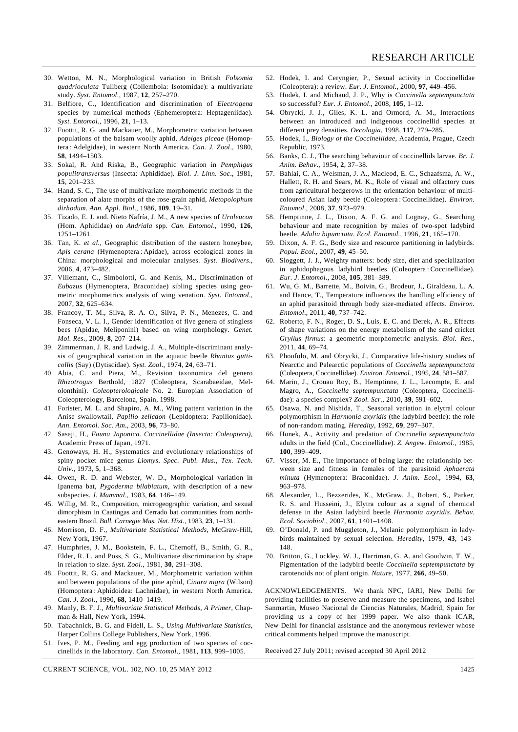30. Wetton, M. N., Morphological variation in British *Folsomia quadrioculata* Tullberg (Collembola: Isotomidae): a multivariate study. *Syst. Entomol*., 1987, **12**, 257–270.
31. Belfiore, C., Identification and discrimination of *Electrogena* species by numerical methods (Ephemeroptera: Heptageniidae). *Syst. Entomol*., 1996, **21**, 1–13.
32. Foottit, R. G. and Mackauer, M., Morphometric variation between populations of the balsam woolly aphid, *Adelges piceae* (Homoptera : Adelgidae), in western North America. *Can. J. Zool*., 1980, **58**, 1494–1503.
33. Sokal, R. And Riska, B., Geographic variation in *Pemphigus populitransversus* (Insecta: Aphididae). *Biol. J. Linn. Soc*., 1981, **15**, 201–233.
34. Hand, S. C., The use of multivariate morphometric methods in the separation of alate morphs of the rose-grain aphid, *Metopolophum dirhodum*. *Ann. Appl. Biol*., 1986, **109**, 19–31.
35. Tizado, E. J. and. Nieto Nafría, J. M., A new species of *Uroleucon* (Hom. Aphididae) on *Andriala* spp. *Can. Entomol*., 1990, **126**, 1251–1261.
36. Tan, K. *et al.*, Geographic distribution of the eastern honeybee, *Apis cerana* (Hymenoptera : Apidae), across ecological zones in China: morphological and molecular analyses. *Syst. Biodivers*., 2006, **4**, 473–482.
37. Villemant, C., Simbolotti, G. and Kenis, M., Discrimination of *Eubazus* (Hymenoptera, Braconidae) sibling species using geometric morphometrics analysis of wing venation. *Syst. Entomol*., 2007, **32**, 625–634.
38. Francoy, T. M., Silva, R. A. O., Silva, P. N., Menezes, C. and Fonseca, V. L. I., Gender identification of five genera of stingless bees (Apidae, Meliponini) based on wing morphology. *Genet. Mol. Res*., 2009, **8**, 207–214.
39. Zimmerman, J. R. and Ludwig, J. A., Multiple-discriminant analysis of geographical variation in the aquatic beetle *Rhantus gutticollis* (Say) (Dytiscidae). *Syst. Zool*., 1974, **24**, 63–71.
40. Abia, C. and Piera, M., Revision taxonomica del genero *Rhizotrogus* Berthold, 1827 (Coleoptera, Scarabaeidae, Melolonthini). *Coleopterologicale* No. 2. Europian Association of Coleopterology, Barcelona, Spain, 1998.
41. Forister, M. L. and Shapiro, A. M., Wing pattern variation in the Anise swallowtail, *Papilio zelicaon* (Lepidoptera: Papilionidae). *Ann. Entomol. Soc. Am*., 2003, **96**, 73–80.
42. Sasaji, H., *Fauna Japonica. Coccinellidae (Insecta: Coleoptera)*, Academic Press of Japan, 1971.
43. Genoways, H. H., Systematics and evolutionary relationships of spiny pocket mice genus *Liomys*. *Spec. Publ. Mus., Tex. Tech. Univ*., 1973, **5**, 1–368.
44. Owen, R. D. and Webster, W. D., Morphological variation in Ipanema bat, *Pygoderma bilabiatum*, with description of a new subspecies. *J. Mammal*., 1983, **64**, 146–149.
45. Willig, M. R., Composition, microgeographic variation, and sexual dimorphism in Caatingas and Cerrado bat communities from northeastern Brazil. *Bull. Carnegie Mus. Nat. Hist*., 1983, **23**, 1–131.
46. Morrison, D. F., *Multivariate Statistical Methods*, McGraw-Hill, New York, 1967.
47. Humphries, J. M., Bookstein, F. L., Chernoff, B., Smith, G. R., Elder, R. L. and Poss, S. G., Multivariate discrimination by shape in relation to size. *Syst. Zool*., 1981, **30**, 291–308.
48. Foottit, R. G. and Mackauer, M., Morphometric variation within and between populations of the pine aphid, *Cinara nigra* (Wilson) (Homoptera : Aphidoidea: Lachnidae), in western North America. *Can. J. Zool*., 1990, **68**, 1410–1419.
49. Manly, B. F. J., *Multivariate Statistical Methods, A Primer*, Chapman & Hall, New York, 1994.
50. Tabachnick, B. G. and Fidell, L. S., *Using Multivariate Statistics*, Harper Collins College Publishers, New York, 1996.
51. Ives, P. M., Feeding and egg production of two species of coccinellids in the laboratory. *Can. Entomol*., 1981, **113**, 999–1005.
52. Hodek, I. and Ceryngier, P., Sexual activity in Coccinellidae (Coleoptera): a review. *Eur. J. Entomol*., 2000, **97**, 449–456.
53. Hodek, I. and Michaud, J. P., Why is *Coccinella septempunctata* so successful? *Eur. J. Entomol*., 2008, **105**, 1–12.
54. Obrycki, J. J., Giles, K. L. and Ormord, A. M., Interactions between an introduced and indigenous coccinellid species at different prey densities. *Oecologia*, 1998, **117**, 279–285.
55. Hodek, I., *Biology of the Coccinellidae*, Academia, Prague, Czech Republic, 1973.
56. Banks, C. J., The searching behaviour of coccinellids larvae. *Br. J. Anim. Behav*., 1954, **2**, 37–38.
57. Bahlai, C. A., Welsman, J. A., Macleod, E. C., Schaafsma, A. W., Hallett, R. H. and Sears, M. K., Role of visual and olfactory cues from agricultural hedgerows in the orientation behaviour of multicoloured Asian lady beetle (Coleoptera : Coccinellidae). *Environ. Entomol*., 2008, **37**, 973–979.
58. Hemptinne, J. L., Dixon, A. F. G. and Lognay, G., Searching behaviour and mate recognition by males of two-spot ladybird beetle, *Adalia bipunctata*. *Ecol. Entomol.*, 1996, **21**, 165–170.
59. Dixon, A. F. G., Body size and resource partitioning in ladybirds. *Popul. Ecol*., 2007, **49**, 45–50.
60. Sloggett, J. J., Weighty matters: body size, diet and specialization in aphidophagous ladybird beetles (Coleoptera : Coccinellidae). *Eur. J. Entomol*., 2008, **105**, 381–389.
61. Wu, G. M., Barrette, M., Boivin, G., Brodeur, J., Giraldeau, L. A. and Hance, T., Temperature influences the handling efficiency of an aphid parasitoid through body size-mediated effects. *Environ. Entomol*., 2011, **40**, 737–742.
62. Roberto, F. N., Roger, D. S., Luis, E. C. and Derek, A. R., Effects of shape variations on the energy metabolism of the sand cricket *Gryllus firmus*: a geometric morphometric analysis. *Biol. Res*., 2011, **44**, 69–74.
63. Phoofolo, M. and Obrycki, J., Comparative life-history studies of Nearctic and Palearctic populations of *Coccinella septempunctata* (Coleoptera, Coccinellidae). *Environ. Entomol.*, 1995, **24**, 581–587.
64. Marin, J., Crouau Roy, B., Hemptinne, J. L., Lecompte, E. and Magro, A., *Coccinella septempunctata* (Coleoptera, Coccinellidae): a species complex? *Zool. Scr.*, 2010, **39**, 591–602.
65. Osawa, N. and Nishida, T., Seasonal variation in elytral colour polymorphism in *Harmonia axyridis* (the ladybird beetle): the role of non-random mating. *Heredity*, 1992, **69**, 297–307.
66. Honek, A., Activity and predation of *Coccinella septempunctata* adults in the field (Col., Coccinellidae). *Z. Angew. Entomol*., 1985, **100**, 399–409.
67. Visser, M. E., The importance of being large: the relationship between size and fitness in females of the parasitoid *Aphaerata minuta* (Hymenoptera: Braconidae). *J. Anim. Ecol*., 1994, **63**, 963–978.
68. Alexander, L., Bezzerides, K., McGraw, J., Robert, S., Parker, R. S. and Husseini, J., Elytra colour as a signal of chemical defense in the Asian ladybird beetle *Harmonia axyridis*. *Behav. Ecol. Sociobiol*., 2007, **61**, 1401–1408.
69. O'Donald, P. and Muggleton, J., Melanic polymorphism in ladybirds maintained by sexual selection. *Heredity*, 1979, **43**, 143–148.
70. Britton, G., Lockley, W. J., Harriman, G. A. and Goodwin, T. W., Pigmentation of the ladybird beetle *Coccinella septempunctata* by carotenoids not of plant origin. *Nature*, 1977, **266**, 49–50.

ACKNOWLEDGEMENTS. We thank NPC, IARI, New Delhi for providing facilities to preserve and measure the specimens, and Isabel Sanmartin, Museo Nacional de Ciencias Naturales, Madrid, Spain for providing us a copy of her 1999 paper. We also thank ICAR, New Delhi for financial assistance and the anonymous reviewer whose critical comments helped improve the manuscript.

Received 27 July 2011; revised accepted 30 April 2012